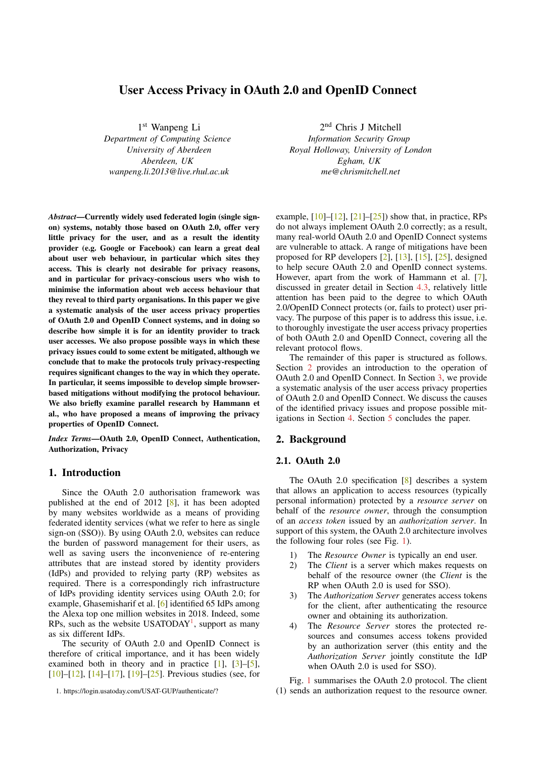# User Access Privacy in OAuth 2.0 and OpenID Connect

1st Wanpeng Li
*Department of Computing Science*
*University of Aberdeen*
*Aberdeen, UK*
*wanpeng.li.2013@live.rhul.ac.uk*

2nd Chris J Mitchell
*Information Security Group*
*Royal Holloway, University of London*
*Egham, UK*
*me@chrismitchell.net*

***Abstract*—Currently widely used federated login (single sign-on) systems, notably those based on OAuth 2.0, offer very little privacy for the user, and as a result the identity provider (e.g. Google or Facebook) can learn a great deal about user web behaviour, in particular which sites they access. This is clearly not desirable for privacy reasons, and in particular for privacy-conscious users who wish to minimise the information about web access behaviour that they reveal to third party organisations. In this paper we give a systematic analysis of the user access privacy properties of OAuth 2.0 and OpenID Connect systems, and in doing so describe how simple it is for an identity provider to track user accesses. We also propose possible ways in which these privacy issues could to some extent be mitigated, although we conclude that to make the protocols truly privacy-respecting requires significant changes to the way in which they operate. In particular, it seems impossible to develop simple browser-based mitigations without modifying the protocol behaviour. We also briefly examine parallel research by Hammann et al., who have proposed a means of improving the privacy properties of OpenID Connect.**

***Index Terms*—OAuth 2.0, OpenID Connect, Authentication, Authorization, Privacy**

## 1. Introduction

Since the OAuth 2.0 authorisation framework was published at the end of 2012 [8], it has been adopted by many websites worldwide as a means of providing federated identity services (what we refer to here as single sign-on (SSO)). By using OAuth 2.0, websites can reduce the burden of password management for their users, as well as saving users the inconvenience of re-entering attributes that are instead stored by identity providers (IdPs) and provided to relying party (RP) websites as required. There is a correspondingly rich infrastructure of IdPs providing identity services using OAuth 2.0; for example, Ghasemisharif et al. [6] identified 65 IdPs among the Alexa top one million websites in 2018. Indeed, some RPs, such as the website USATODAY[1], support as many as six different IdPs.

The security of OAuth 2.0 and OpenID Connect is therefore of critical importance, and it has been widely examined both in theory and in practice [1], [3]–[5], [10]–[12], [14]–[17], [19]–[25]. Previous studies (see, for example, [10]–[12], [21]–[25]) show that, in practice, RPs do not always implement OAuth 2.0 correctly; as a result, many real-world OAuth 2.0 and OpenID Connect systems are vulnerable to attack. A range of mitigations have been proposed for RP developers [2], [13], [15], [25], designed to help secure OAuth 2.0 and OpenID connect systems. However, apart from the work of Hammann et al. [7], discussed in greater detail in Section 4.3, relatively little attention has been paid to the degree to which OAuth 2.0/OpenID Connect protects (or, fails to protect) user privacy. The purpose of this paper is to address this issue, i.e. to thoroughly investigate the user access privacy properties of both OAuth 2.0 and OpenID Connect, covering all the relevant protocol flows.

The remainder of this paper is structured as follows. Section 2 provides an introduction to the operation of OAuth 2.0 and OpenID Connect. In Section 3, we provide a systematic analysis of the user access privacy properties of OAuth 2.0 and OpenID Connect. We discuss the causes of the identified privacy issues and propose possible mitigations in Section 4. Section 5 concludes the paper.

## 2. Background

### 2.1. OAuth 2.0

The OAuth 2.0 specification [8] describes a system that allows an application to access resources (typically personal information) protected by a *resource server* on behalf of the *resource owner*, through the consumption of an *access token* issued by an *authorization server*. In support of this system, the OAuth 2.0 architecture involves the following four roles (see Fig. 1).

1) The *Resource Owner* is typically an end user.
2) The *Client* is a server which makes requests on behalf of the resource owner (the *Client* is the RP when OAuth 2.0 is used for SSO).
3) The *Authorization Server* generates access tokens for the client, after authenticating the resource owner and obtaining its authorization.
4) The *Resource Server* stores the protected resources and consumes access tokens provided by an authorization server (this entity and the *Authorization Server* jointly constitute the IdP when OAuth 2.0 is used for SSO).

Fig. 1 summarises the OAuth 2.0 protocol. The client (1) sends an authorization request to the resource owner.

1. https://login.usatoday.com/USAT-GUP/authenticate/?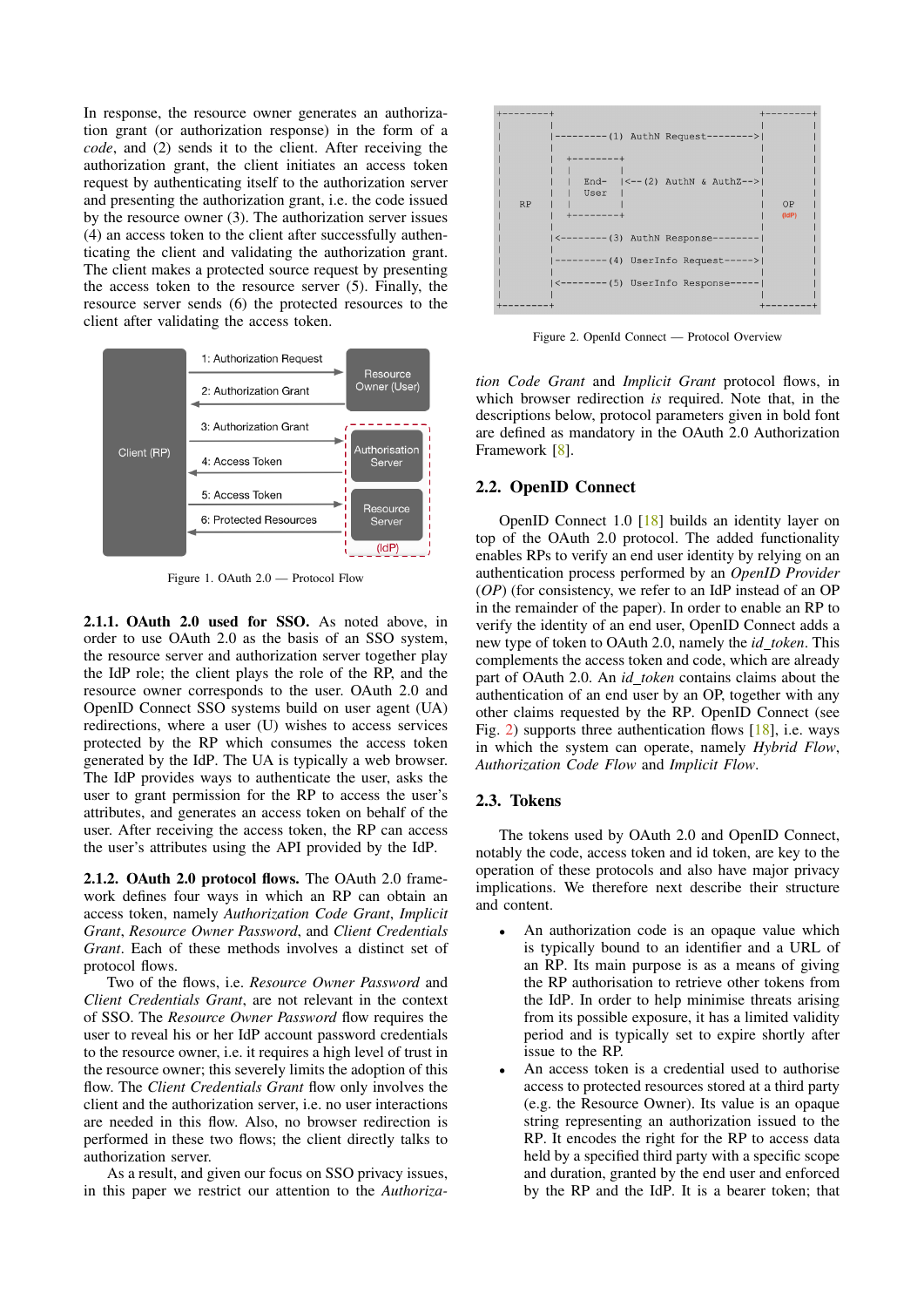In response, the resource owner generates an authorization grant (or authorization response) in the form of a *code*, and (2) sends it to the client. After receiving the authorization grant, the client initiates an access token request by authenticating itself to the authorization server and presenting the authorization grant, i.e. the code issued by the resource owner (3). The authorization server issues (4) an access token to the client after successfully authenticating the client and validating the authorization grant. The client makes a protected source request by presenting the access token to the resource server (5). Finally, the resource server sends (6) the protected resources to the client after validating the access token.

Figure 1. OAuth 2.0 — Protocol Flow

**2.1.1. OAuth 2.0 used for SSO.** As noted above, in order to use OAuth 2.0 as the basis of an SSO system, the resource server and authorization server together play the IdP role; the client plays the role of the RP, and the resource owner corresponds to the user. OAuth 2.0 and OpenID Connect SSO systems build on user agent (UA) redirections, where a user (U) wishes to access services protected by the RP which consumes the access token generated by the IdP. The UA is typically a web browser. The IdP provides ways to authenticate the user, asks the user to grant permission for the RP to access the user's attributes, and generates an access token on behalf of the user. After receiving the access token, the RP can access the user's attributes using the API provided by the IdP.

**2.1.2. OAuth 2.0 protocol flows.** The OAuth 2.0 framework defines four ways in which an RP can obtain an access token, namely *Authorization Code Grant*, *Implicit Grant*, *Resource Owner Password*, and *Client Credentials Grant*. Each of these methods involves a distinct set of protocol flows.

Two of the flows, i.e. *Resource Owner Password* and *Client Credentials Grant*, are not relevant in the context of SSO. The *Resource Owner Password* flow requires the user to reveal his or her IdP account password credentials to the resource owner, i.e. it requires a high level of trust in the resource owner; this severely limits the adoption of this flow. The *Client Credentials Grant* flow only involves the client and the authorization server, i.e. no user interactions are needed in this flow. Also, no browser redirection is performed in these two flows; the client directly talks to authorization server.

As a result, and given our focus on SSO privacy issues, in this paper we restrict our attention to the *Authorization Code Grant* and *Implicit Grant* protocol flows, in which browser redirection *is* required. Note that, in the descriptions below, protocol parameters given in bold font are defined as mandatory in the OAuth 2.0 Authorization Framework [8].

Figure 2. OpenId Connect — Protocol Overview

## 2.2. OpenID Connect

OpenID Connect 1.0 [18] builds an identity layer on top of the OAuth 2.0 protocol. The added functionality enables RPs to verify an end user identity by relying on an authentication process performed by an *OpenID Provider* (*OP*) (for consistency, we refer to an IdP instead of an OP in the remainder of the paper). In order to enable an RP to verify the identity of an end user, OpenID Connect adds a new type of token to OAuth 2.0, namely the *id_token*. This complements the access token and code, which are already part of OAuth 2.0. An *id_token* contains claims about the authentication of an end user by an OP, together with any other claims requested by the RP. OpenID Connect (see Fig. 2) supports three authentication flows [18], i.e. ways in which the system can operate, namely *Hybrid Flow*, *Authorization Code Flow* and *Implicit Flow*.

## 2.3. Tokens

The tokens used by OAuth 2.0 and OpenID Connect, notably the code, access token and id token, are key to the operation of these protocols and also have major privacy implications. We therefore next describe their structure and content.

- An authorization code is an opaque value which is typically bound to an identifier and a URL of an RP. Its main purpose is as a means of giving the RP authorisation to retrieve other tokens from the IdP. In order to help minimise threats arising from its possible exposure, it has a limited validity period and is typically set to expire shortly after issue to the RP.
- An access token is a credential used to authorise access to protected resources stored at a third party (e.g. the Resource Owner). Its value is an opaque string representing an authorization issued to the RP. It encodes the right for the RP to access data held by a specified third party with a specific scope and duration, granted by the end user and enforced by the RP and the IdP. It is a bearer token; that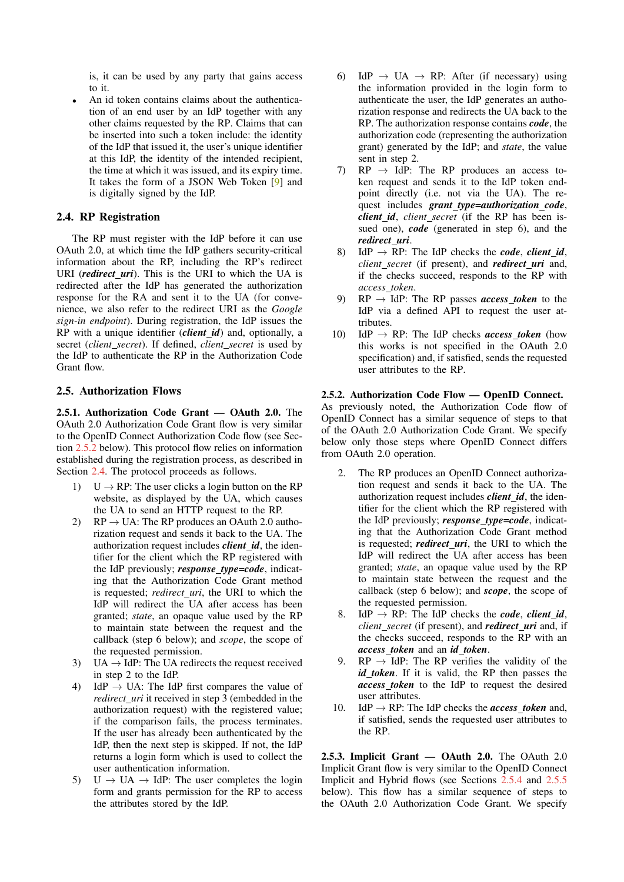is, it can be used by any party that gains access to it.

- An id token contains claims about the authentication of an end user by an IdP together with any other claims requested by the RP. Claims that can be inserted into such a token include: the identity of the IdP that issued it, the user's unique identifier at this IdP, the identity of the intended recipient, the time at which it was issued, and its expiry time. It takes the form of a JSON Web Token [9] and is digitally signed by the IdP.

### 2.4. RP Registration

The RP must register with the IdP before it can use OAuth 2.0, at which time the IdP gathers security-critical information about the RP, including the RP's redirect URI (***redirect_uri***). This is the URI to which the UA is redirected after the IdP has generated the authorization response for the RA and sent it to the UA (for convenience, we also refer to the redirect URI as the *Google sign-in endpoint*). During registration, the IdP issues the RP with a unique identifier (***client_id***) and, optionally, a secret (*client_secret*). If defined, *client_secret* is used by the IdP to authenticate the RP in the Authorization Code Grant flow.

### 2.5. Authorization Flows

**2.5.1. Authorization Code Grant — OAuth 2.0.** The OAuth 2.0 Authorization Code Grant flow is very similar to the OpenID Connect Authorization Code flow (see Section 2.5.2 below). This protocol flow relies on information established during the registration process, as described in Section 2.4. The protocol proceeds as follows.

1) U → RP: The user clicks a login button on the RP website, as displayed by the UA, which causes the UA to send an HTTP request to the RP.
2) RP → UA: The RP produces an OAuth 2.0 authorization request and sends it back to the UA. The authorization request includes ***client_id***, the identifier for the client which the RP registered with the IdP previously; ***response_type=code***, indicating that the Authorization Code Grant method is requested; *redirect_uri*, the URI to which the IdP will redirect the UA after access has been granted; *state*, an opaque value used by the RP to maintain state between the request and the callback (step 6 below); and *scope*, the scope of the requested permission.
3) UA → IdP: The UA redirects the request received in step 2 to the IdP.
4) IdP → UA: The IdP first compares the value of *redirect_uri* it received in step 3 (embedded in the authorization request) with the registered value; if the comparison fails, the process terminates. If the user has already been authenticated by the IdP, then the next step is skipped. If not, the IdP returns a login form which is used to collect the user authentication information.
5) U → UA → IdP: The user completes the login form and grants permission for the RP to access the attributes stored by the IdP.
6) IdP → UA → RP: After (if necessary) using the information provided in the login form to authenticate the user, the IdP generates an authorization response and redirects the UA back to the RP. The authorization response contains ***code***, the authorization code (representing the authorization grant) generated by the IdP; and *state*, the value sent in step 2.
7) RP → IdP: The RP produces an access token request and sends it to the IdP token endpoint directly (i.e. not via the UA). The request includes ***grant_type=authorization_code***, ***client_id***, *client_secret* (if the RP has been issued one), ***code*** (generated in step 6), and the ***redirect_uri***.
8) IdP → RP: The IdP checks the ***code***, ***client_id***, *client_secret* (if present), and ***redirect_uri*** and, if the checks succeed, responds to the RP with *access_token*.
9) RP → IdP: The RP passes ***access_token*** to the IdP via a defined API to request the user attributes.
10) IdP → RP: The IdP checks ***access_token*** (how this works is not specified in the OAuth 2.0 specification) and, if satisfied, sends the requested user attributes to the RP.

**2.5.2. Authorization Code Flow — OpenID Connect.** As previously noted, the Authorization Code flow of OpenID Connect has a similar sequence of steps to that of the OAuth 2.0 Authorization Code Grant. We specify below only those steps where OpenID Connect differs from OAuth 2.0 operation.

2. The RP produces an OpenID Connect authorization request and sends it back to the UA. The authorization request includes ***client_id***, the identifier for the client which the RP registered with the IdP previously; ***response_type=code***, indicating that the Authorization Code Grant method is requested; ***redirect_uri***, the URI to which the IdP will redirect the UA after access has been granted; *state*, an opaque value used by the RP to maintain state between the request and the callback (step 6 below); and ***scope***, the scope of the requested permission.
8. IdP → RP: The IdP checks the ***code***, ***client_id***, *client_secret* (if present), and ***redirect_uri*** and, if the checks succeed, responds to the RP with an ***access_token*** and an ***id_token***.
9. RP → IdP: The RP verifies the validity of the ***id_token***. If it is valid, the RP then passes the ***access_token*** to the IdP to request the desired user attributes.
10. IdP → RP: The IdP checks the ***access_token*** and, if satisfied, sends the requested user attributes to the RP.

**2.5.3. Implicit Grant — OAuth 2.0.** The OAuth 2.0 Implicit Grant flow is very similar to the OpenID Connect Implicit and Hybrid flows (see Sections 2.5.4 and 2.5.5 below). This flow has a similar sequence of steps to the OAuth 2.0 Authorization Code Grant. We specify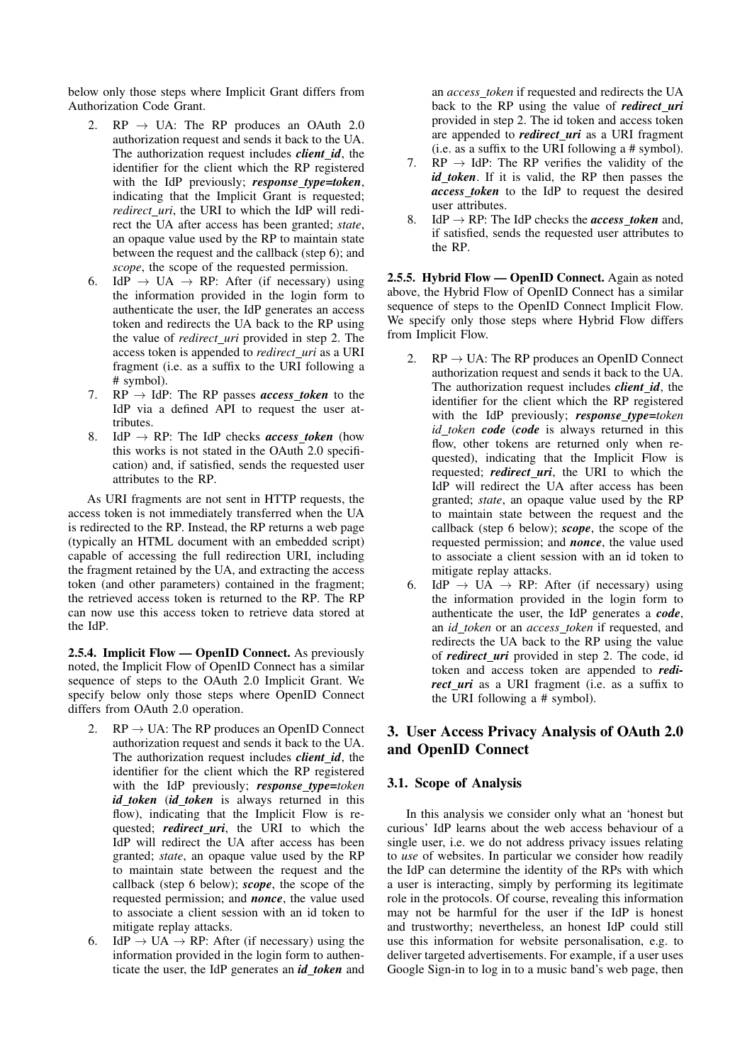below only those steps where Implicit Grant differs from Authorization Code Grant.

2. RP → UA: The RP produces an OAuth 2.0 authorization request and sends it back to the UA. The authorization request includes ***client_id***, the identifier for the client which the RP registered with the IdP previously; ***response_type=token***, indicating that the Implicit Grant is requested; *redirect_uri*, the URI to which the IdP will redirect the UA after access has been granted; *state*, an opaque value used by the RP to maintain state between the request and the callback (step 6); and *scope*, the scope of the requested permission.
6. IdP → UA → RP: After (if necessary) using the information provided in the login form to authenticate the user, the IdP generates an access token and redirects the UA back to the RP using the value of *redirect_uri* provided in step 2. The access token is appended to *redirect_uri* as a URI fragment (i.e. as a suffix to the URI following a # symbol).
7. RP → IdP: The RP passes ***access_token*** to the IdP via a defined API to request the user attributes.
8. IdP → RP: The IdP checks ***access_token*** (how this works is not stated in the OAuth 2.0 specification) and, if satisfied, sends the requested user attributes to the RP.

As URI fragments are not sent in HTTP requests, the access token is not immediately transferred when the UA is redirected to the RP. Instead, the RP returns a web page (typically an HTML document with an embedded script) capable of accessing the full redirection URI, including the fragment retained by the UA, and extracting the access token (and other parameters) contained in the fragment; the retrieved access token is returned to the RP. The RP can now use this access token to retrieve data stored at the IdP.

**2.5.4. Implicit Flow — OpenID Connect.** As previously noted, the Implicit Flow of OpenID Connect has a similar sequence of steps to the OAuth 2.0 Implicit Grant. We specify below only those steps where OpenID Connect differs from OAuth 2.0 operation.

2. RP → UA: The RP produces an OpenID Connect authorization request and sends it back to the UA. The authorization request includes ***client_id***, the identifier for the client which the RP registered with the IdP previously; ***response_type=****token* ***id_token*** (***id_token*** is always returned in this flow), indicating that the Implicit Flow is requested; ***redirect_uri***, the URI to which the IdP will redirect the UA after access has been granted; *state*, an opaque value used by the RP to maintain state between the request and the callback (step 6 below); ***scope***, the scope of the requested permission; and ***nonce***, the value used to associate a client session with an id token to mitigate replay attacks.
6. IdP → UA → RP: After (if necessary) using the information provided in the login form to authenticate the user, the IdP generates an ***id_token*** and an *access_token* if requested and redirects the UA back to the RP using the value of ***redirect_uri*** provided in step 2. The id token and access token are appended to ***redirect_uri*** as a URI fragment (i.e. as a suffix to the URI following a # symbol).
7. RP → IdP: The RP verifies the validity of the ***id_token***. If it is valid, the RP then passes the ***access_token*** to the IdP to request the desired user attributes.
8. IdP → RP: The IdP checks the ***access_token*** and, if satisfied, sends the requested user attributes to the RP.

**2.5.5. Hybrid Flow — OpenID Connect.** Again as noted above, the Hybrid Flow of OpenID Connect has a similar sequence of steps to the OpenID Connect Implicit Flow. We specify only those steps where Hybrid Flow differs from Implicit Flow.

2. RP → UA: The RP produces an OpenID Connect authorization request and sends it back to the UA. The authorization request includes ***client_id***, the identifier for the client which the RP registered with the IdP previously; ***response_type=****token id_token* ***code*** (***code*** is always returned in this flow, other tokens are returned only when requested), indicating that the Implicit Flow is requested; ***redirect_uri***, the URI to which the IdP will redirect the UA after access has been granted; *state*, an opaque value used by the RP to maintain state between the request and the callback (step 6 below); ***scope***, the scope of the requested permission; and ***nonce***, the value used to associate a client session with an id token to mitigate replay attacks.
6. IdP → UA → RP: After (if necessary) using the information provided in the login form to authenticate the user, the IdP generates a ***code***, an *id_token* or an *access_token* if requested, and redirects the UA back to the RP using the value of ***redirect_uri*** provided in step 2. The code, id token and access token are appended to ***redirect_uri*** as a URI fragment (i.e. as a suffix to the URI following a # symbol).

## 3. User Access Privacy Analysis of OAuth 2.0 and OpenID Connect

### 3.1. Scope of Analysis

In this analysis we consider only what an 'honest but curious' IdP learns about the web access behaviour of a single user, i.e. we do not address privacy issues relating to *use* of websites. In particular we consider how readily the IdP can determine the identity of the RPs with which a user is interacting, simply by performing its legitimate role in the protocols. Of course, revealing this information may not be harmful for the user if the IdP is honest and trustworthy; nevertheless, an honest IdP could still use this information for website personalisation, e.g. to deliver targeted advertisements. For example, if a user uses Google Sign-in to log in to a music band's web page, then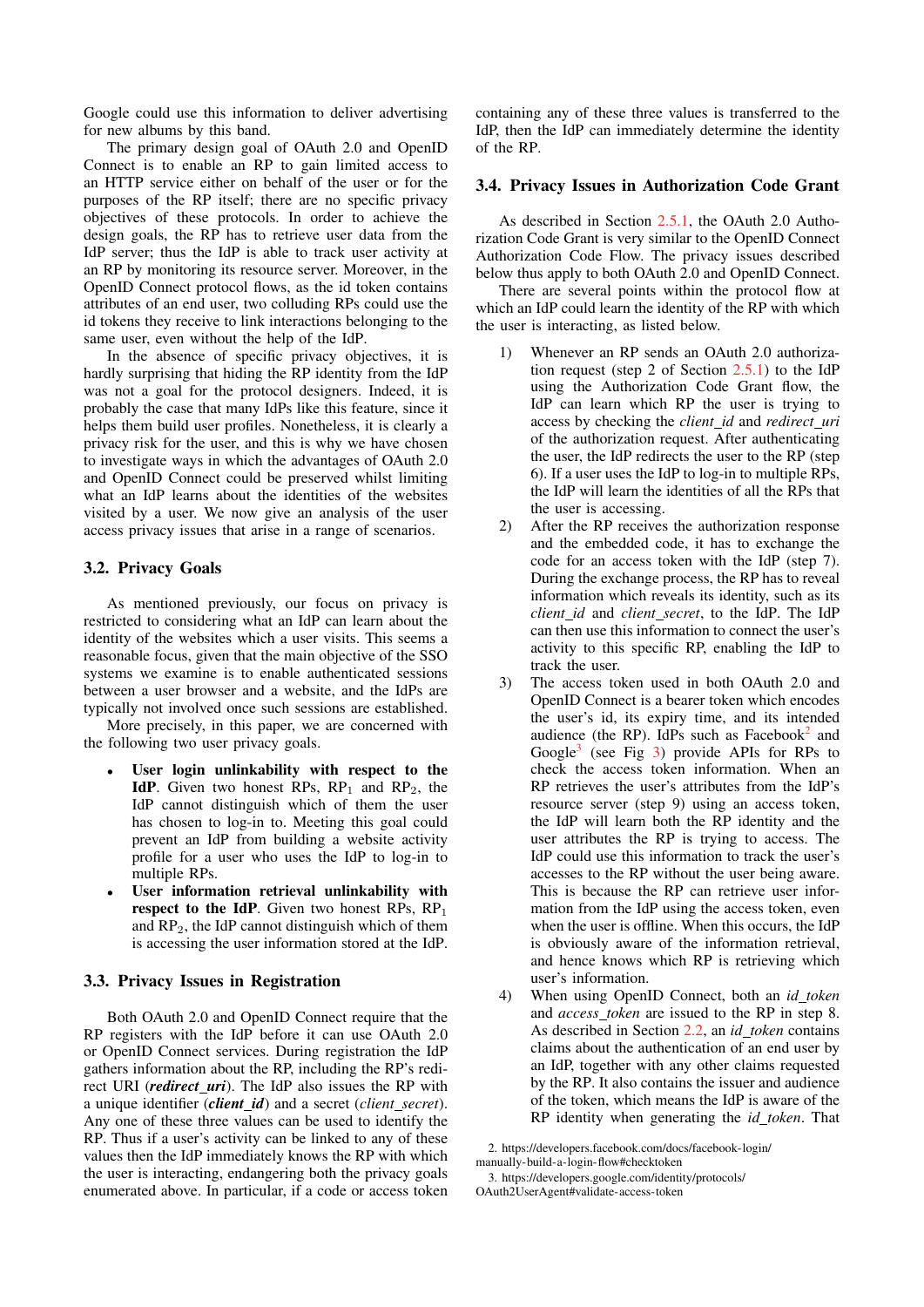Google could use this information to deliver advertising for new albums by this band.

The primary design goal of OAuth 2.0 and OpenID Connect is to enable an RP to gain limited access to an HTTP service either on behalf of the user or for the purposes of the RP itself; there are no specific privacy objectives of these protocols. In order to achieve the design goals, the RP has to retrieve user data from the IdP server; thus the IdP is able to track user activity at an RP by monitoring its resource server. Moreover, in the OpenID Connect protocol flows, as the id token contains attributes of an end user, two colluding RPs could use the id tokens they receive to link interactions belonging to the same user, even without the help of the IdP.

In the absence of specific privacy objectives, it is hardly surprising that hiding the RP identity from the IdP was not a goal for the protocol designers. Indeed, it is probably the case that many IdPs like this feature, since it helps them build user profiles. Nonetheless, it is clearly a privacy risk for the user, and this is why we have chosen to investigate ways in which the advantages of OAuth 2.0 and OpenID Connect could be preserved whilst limiting what an IdP learns about the identities of the websites visited by a user. We now give an analysis of the user access privacy issues that arise in a range of scenarios.

### 3.2. Privacy Goals

As mentioned previously, our focus on privacy is restricted to considering what an IdP can learn about the identity of the websites which a user visits. This seems a reasonable focus, given that the main objective of the SSO systems we examine is to enable authenticated sessions between a user browser and a website, and the IdPs are typically not involved once such sessions are established.

More precisely, in this paper, we are concerned with the following two user privacy goals.

- **User login unlinkability with respect to the IdP**. Given two honest RPs, $RP_1$ and $RP_2$, the IdP cannot distinguish which of them the user has chosen to log-in to. Meeting this goal could prevent an IdP from building a website activity profile for a user who uses the IdP to log-in to multiple RPs.
- **User information retrieval unlinkability with respect to the IdP**. Given two honest RPs, $RP_1$ and $RP_2$, the IdP cannot distinguish which of them is accessing the user information stored at the IdP.

### 3.3. Privacy Issues in Registration

Both OAuth 2.0 and OpenID Connect require that the RP registers with the IdP before it can use OAuth 2.0 or OpenID Connect services. During registration the IdP gathers information about the RP, including the RP's redirect URI (***redirect_uri***). The IdP also issues the RP with a unique identifier (***client_id***) and a secret (*client_secret*). Any one of these three values can be used to identify the RP. Thus if a user's activity can be linked to any of these values then the IdP immediately knows the RP with which the user is interacting, endangering both the privacy goals enumerated above. In particular, if a code or access token containing any of these three values is transferred to the IdP, then the IdP can immediately determine the identity of the RP.

### 3.4. Privacy Issues in Authorization Code Grant

As described in Section 2.5.1, the OAuth 2.0 Authorization Code Grant is very similar to the OpenID Connect Authorization Code Flow. The privacy issues described below thus apply to both OAuth 2.0 and OpenID Connect.

There are several points within the protocol flow at which an IdP could learn the identity of the RP with which the user is interacting, as listed below.

1) Whenever an RP sends an OAuth 2.0 authorization request (step 2 of Section 2.5.1) to the IdP using the Authorization Code Grant flow, the IdP can learn which RP the user is trying to access by checking the *client_id* and *redirect_uri* of the authorization request. After authenticating the user, the IdP redirects the user to the RP (step 6). If a user uses the IdP to log-in to multiple RPs, the IdP will learn the identities of all the RPs that the user is accessing.
2) After the RP receives the authorization response and the embedded code, it has to exchange the code for an access token with the IdP (step 7). During the exchange process, the RP has to reveal information which reveals its identity, such as its *client_id* and *client_secret*, to the IdP. The IdP can then use this information to connect the user's activity to this specific RP, enabling the IdP to track the user.
3) The access token used in both OAuth 2.0 and OpenID Connect is a bearer token which encodes the user's id, its expiry time, and its intended audience (the RP). IdPs such as Facebook[2] and Google[3] (see Fig 3) provide APIs for RPs to check the access token information. When an RP retrieves the user's attributes from the IdP's resource server (step 9) using an access token, the IdP will learn both the RP identity and the user attributes the RP is trying to access. The IdP could use this information to track the user's accesses to the RP without the user being aware. This is because the RP can retrieve user information from the IdP using the access token, even when the user is offline. When this occurs, the IdP is obviously aware of the information retrieval, and hence knows which RP is retrieving which user's information.
4) When using OpenID Connect, both an *id_token* and *access_token* are issued to the RP in step 8. As described in Section 2.2, an *id_token* contains claims about the authentication of an end user by an IdP, together with any other claims requested by the RP. It also contains the issuer and audience of the token, which means the IdP is aware of the RP identity when generating the *id_token*. That

2. https://developers.facebook.com/docs/facebook-login/manually-build-a-login-flow#checktoken

3. https://developers.google.com/identity/protocols/OAuth2UserAgent#validate-access-token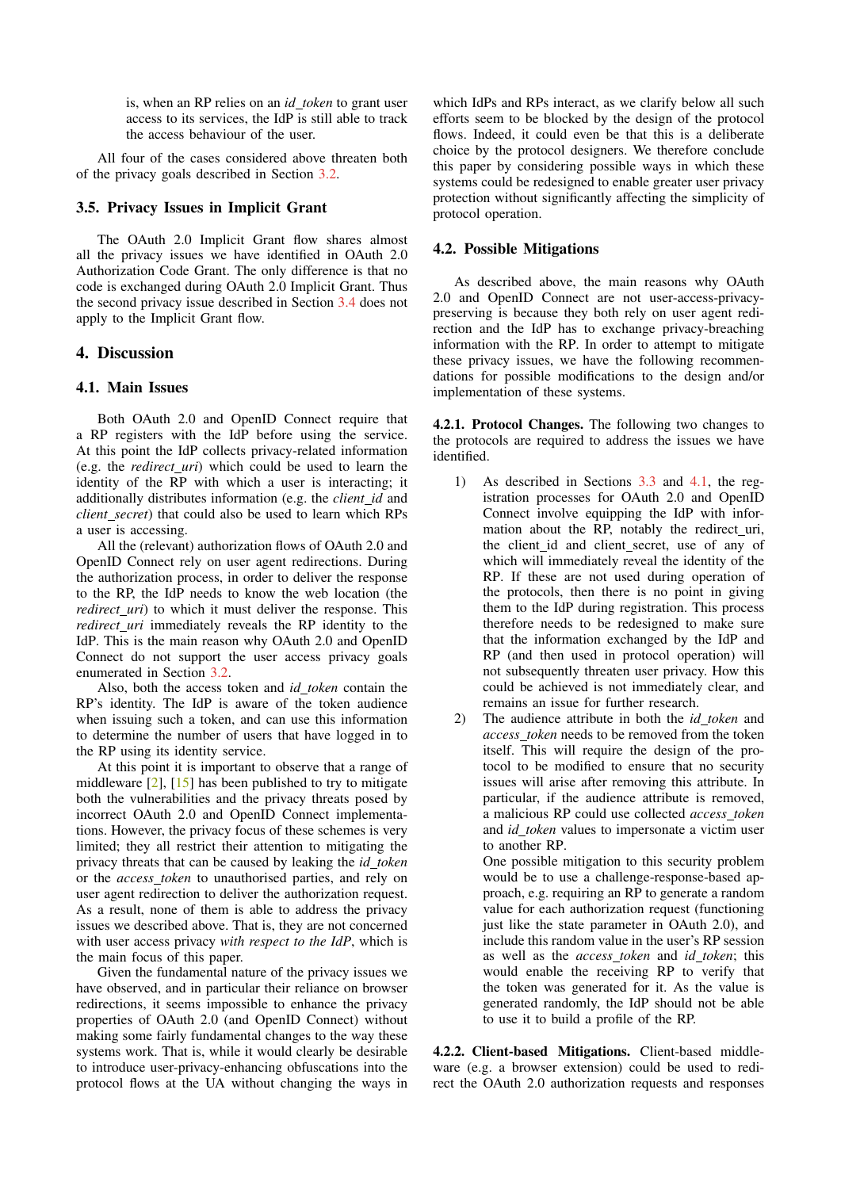is, when an RP relies on an *id_token* to grant user access to its services, the IdP is still able to track the access behaviour of the user.

All four of the cases considered above threaten both of the privacy goals described in Section 3.2.

### 3.5. Privacy Issues in Implicit Grant

The OAuth 2.0 Implicit Grant flow shares almost all the privacy issues we have identified in OAuth 2.0 Authorization Code Grant. The only difference is that no code is exchanged during OAuth 2.0 Implicit Grant. Thus the second privacy issue described in Section 3.4 does not apply to the Implicit Grant flow.

## 4. Discussion

### 4.1. Main Issues

Both OAuth 2.0 and OpenID Connect require that a RP registers with the IdP before using the service. At this point the IdP collects privacy-related information (e.g. the *redirect_uri*) which could be used to learn the identity of the RP with which a user is interacting; it additionally distributes information (e.g. the *client_id* and *client_secret*) that could also be used to learn which RPs a user is accessing.

All the (relevant) authorization flows of OAuth 2.0 and OpenID Connect rely on user agent redirections. During the authorization process, in order to deliver the response to the RP, the IdP needs to know the web location (the *redirect_uri*) to which it must deliver the response. This *redirect_uri* immediately reveals the RP identity to the IdP. This is the main reason why OAuth 2.0 and OpenID Connect do not support the user access privacy goals enumerated in Section 3.2.

Also, both the access token and *id_token* contain the RP's identity. The IdP is aware of the token audience when issuing such a token, and can use this information to determine the number of users that have logged in to the RP using its identity service.

At this point it is important to observe that a range of middleware [2], [15] has been published to try to mitigate both the vulnerabilities and the privacy threats posed by incorrect OAuth 2.0 and OpenID Connect implementations. However, the privacy focus of these schemes is very limited; they all restrict their attention to mitigating the privacy threats that can be caused by leaking the *id_token* or the *access_token* to unauthorised parties, and rely on user agent redirection to deliver the authorization request. As a result, none of them is able to address the privacy issues we described above. That is, they are not concerned with user access privacy *with respect to the IdP*, which is the main focus of this paper.

Given the fundamental nature of the privacy issues we have observed, and in particular their reliance on browser redirections, it seems impossible to enhance the privacy properties of OAuth 2.0 (and OpenID Connect) without making some fairly fundamental changes to the way these systems work. That is, while it would clearly be desirable to introduce user-privacy-enhancing obfuscations into the protocol flows at the UA without changing the ways in which IdPs and RPs interact, as we clarify below all such efforts seem to be blocked by the design of the protocol flows. Indeed, it could even be that this is a deliberate choice by the protocol designers. We therefore conclude this paper by considering possible ways in which these systems could be redesigned to enable greater user privacy protection without significantly affecting the simplicity of protocol operation.

### 4.2. Possible Mitigations

As described above, the main reasons why OAuth 2.0 and OpenID Connect are not user-access-privacy-preserving is because they both rely on user agent redirection and the IdP has to exchange privacy-breaching information with the RP. In order to attempt to mitigate these privacy issues, we have the following recommendations for possible modifications to the design and/or implementation of these systems.

**4.2.1. Protocol Changes.** The following two changes to the protocols are required to address the issues we have identified.

1) As described in Sections 3.3 and 4.1, the registration processes for OAuth 2.0 and OpenID Connect involve equipping the IdP with information about the RP, notably the redirect_uri, the client_id and client_secret, use of any of which will immediately reveal the identity of the RP. If these are not used during operation of the protocols, then there is no point in giving them to the IdP during registration. This process therefore needs to be redesigned to make sure that the information exchanged by the IdP and RP (and then used in protocol operation) will not subsequently threaten user privacy. How this could be achieved is not immediately clear, and remains an issue for further research.
2) The audience attribute in both the *id_token* and *access_token* needs to be removed from the token itself. This will require the design of the protocol to be modified to ensure that no security issues will arise after removing this attribute. In particular, if the audience attribute is removed, a malicious RP could use collected *access_token* and *id_token* values to impersonate a victim user to another RP.
   One possible mitigation to this security problem would be to use a challenge-response-based approach, e.g. requiring an RP to generate a random value for each authorization request (functioning just like the state parameter in OAuth 2.0), and include this random value in the user's RP session as well as the *access_token* and *id_token*; this would enable the receiving RP to verify that the token was generated for it. As the value is generated randomly, the IdP should not be able to use it to build a profile of the RP.

**4.2.2. Client-based Mitigations.** Client-based middleware (e.g. a browser extension) could be used to redirect the OAuth 2.0 authorization requests and responses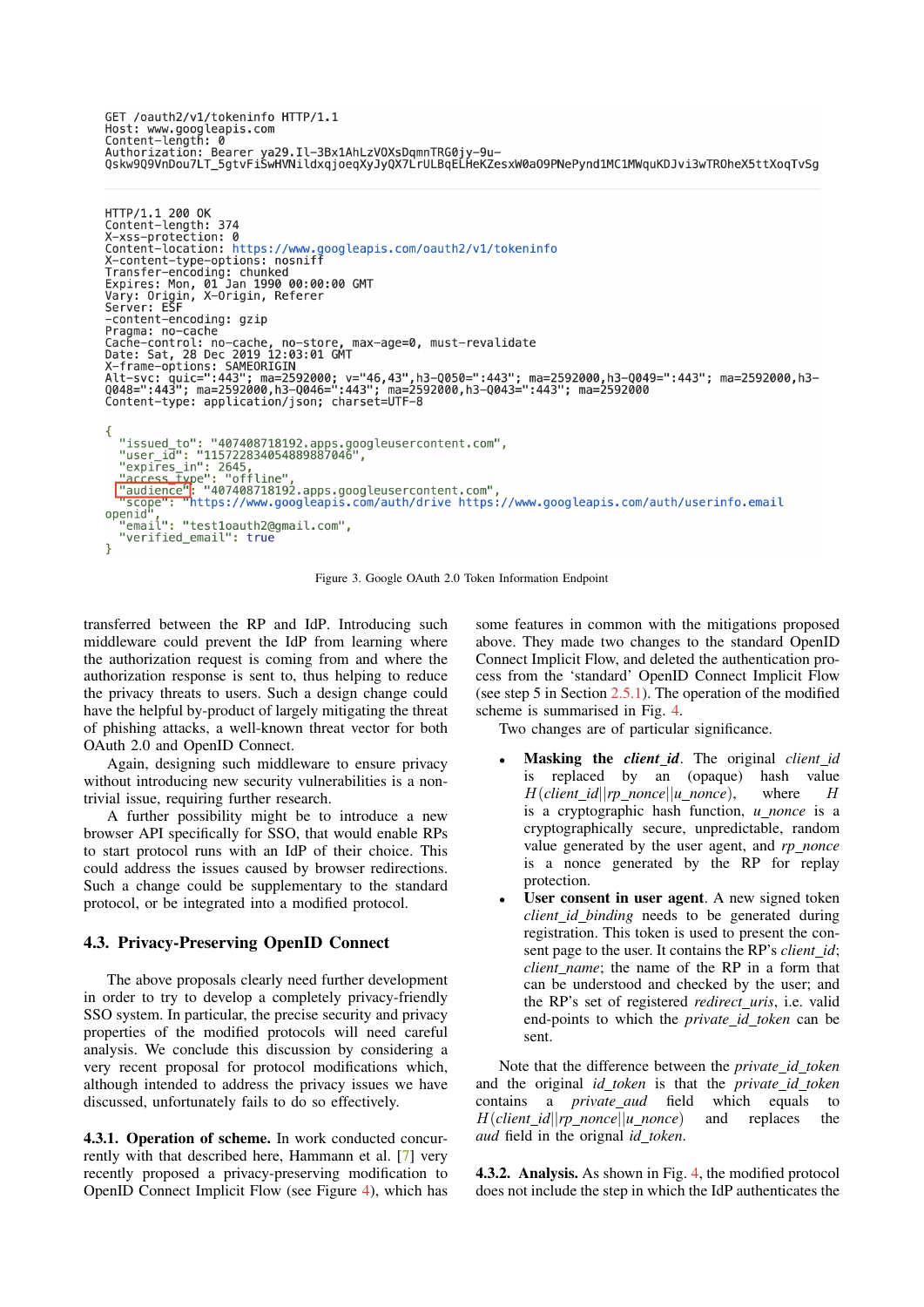```
GET /oauth2/v1/tokeninfo HTTP/1.1
Host: www.googleapis.com
Content-length: 0
Authorization: Bearer ya29.Il-3Bx1AhLzVOXsDqmnTRG0jy-9u-
Qskw9Q9VnDou7LT_5gtvFiSwHVNildxqjoeqXyJyQX7LrULBqELHeKZesxW0aO9PNePynd1MC1MWquKDJvi3wTROheX5ttXoqTvSg
```

```
HTTP/1.1 200 OK
Content-length: 374
X-xss-protection: 0
Content-location: https://www.googleapis.com/oauth2/v1/tokeninfo
X-content-type-options: nosniff
Transfer-encoding: chunked
Expires: Mon, 01 Jan 1990 00:00:00 GMT
Vary: Origin, X-Origin, Referer
Server: ESF
-content-encoding: gzip
Pragma: no-cache
Cache-control: no-cache, no-store, max-age=0, must-revalidate
Date: Sat, 28 Dec 2019 12:03:01 GMT
X-frame-options: SAMEORIGIN
Alt-svc: quic=":443"; ma=2592000; v="46,43",h3-Q050=":443"; ma=2592000,h3-Q049=":443"; ma=2592000,h3-
Q048=":443"; ma=2592000,h3-Q046=":443"; ma=2592000,h3-Q043=":443"; ma=2592000
Content-type: application/json; charset=UTF-8

{
  "issued_to": "407408718192.apps.googleusercontent.com",
  "user_id": "115722834054889887046",
  "expires_in": 2645,
  "access_type": "offline",
  "audience": "407408718192.apps.googleusercontent.com",
  "scope": "https://www.googleapis.com/auth/drive https://www.googleapis.com/auth/userinfo.email
openid",
  "email": "test1oauth2@gmail.com",
  "verified_email": true
}
```

Figure 3. Google OAuth 2.0 Token Information Endpoint

transferred between the RP and IdP. Introducing such middleware could prevent the IdP from learning where the authorization request is coming from and where the authorization response is sent to, thus helping to reduce the privacy threats to users. Such a design change could have the helpful by-product of largely mitigating the threat of phishing attacks, a well-known threat vector for both OAuth 2.0 and OpenID Connect.

Again, designing such middleware to ensure privacy without introducing new security vulnerabilities is a non-trivial issue, requiring further research.

A further possibility might be to introduce a new browser API specifically for SSO, that would enable RPs to start protocol runs with an IdP of their choice. This could address the issues caused by browser redirections. Such a change could be supplementary to the standard protocol, or be integrated into a modified protocol.

### 4.3. Privacy-Preserving OpenID Connect

The above proposals clearly need further development in order to try to develop a completely privacy-friendly SSO system. In particular, the precise security and privacy properties of the modified protocols will need careful analysis. We conclude this discussion by considering a very recent proposal for protocol modifications which, although intended to address the privacy issues we have discussed, unfortunately fails to do so effectively.

**4.3.1. Operation of scheme.** In work conducted concurrently with that described here, Hammann et al. [7] very recently proposed a privacy-preserving modification to OpenID Connect Implicit Flow (see Figure 4), which has some features in common with the mitigations proposed above. They made two changes to the standard OpenID Connect Implicit Flow, and deleted the authentication process from the 'standard' OpenID Connect Implicit Flow (see step 5 in Section 2.5.1). The operation of the modified scheme is summarised in Fig. 4.

Two changes are of particular significance.

- **Masking the *client_id*.** The original *client_id* is replaced by an (opaque) hash value $H(client\_id||rp\_nonce||u\_nonce)$, where $H$ is a cryptographic hash function, *u_nonce* is a cryptographically secure, unpredictable, random value generated by the user agent, and *rp_nonce* is a nonce generated by the RP for replay protection.
- **User consent in user agent.** A new signed token *client_id_binding* needs to be generated during registration. This token is used to present the consent page to the user. It contains the RP's *client_id*; *client_name*; the name of the RP in a form that can be understood and checked by the user; and the RP's set of registered *redirect_uris*, i.e. valid end-points to which the *private_id_token* can be sent.

Note that the difference between the *private_id_token* and the original *id_token* is that the *private_id_token* contains a *private_aud* field which equals to $H(client\_id||rp\_nonce||u\_nonce)$ and replaces the *aud* field in the orignal *id_token*.

**4.3.2. Analysis.** As shown in Fig. 4, the modified protocol does not include the step in which the IdP authenticates the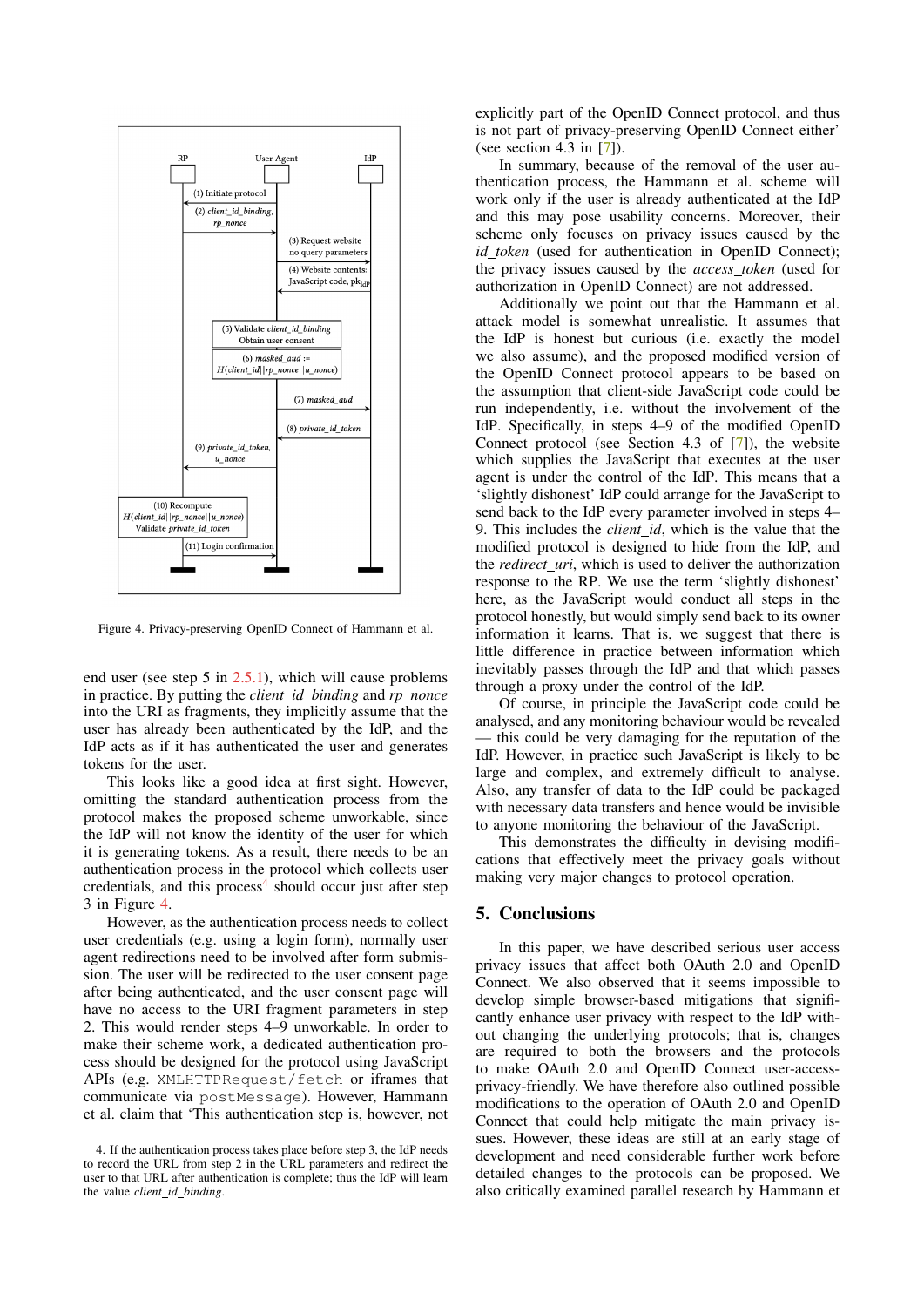Figure 4. Privacy-preserving OpenID Connect of Hammann et al.

end user (see step 5 in 2.5.1), which will cause problems in practice. By putting the *client_id_binding* and *rp_nonce* into the URI as fragments, they implicitly assume that the user has already been authenticated by the IdP, and the IdP acts as if it has authenticated the user and generates tokens for the user.

This looks like a good idea at first sight. However, omitting the standard authentication process from the protocol makes the proposed scheme unworkable, since the IdP will not know the identity of the user for which it is generating tokens. As a result, there needs to be an authentication process in the protocol which collects user credentials, and this process[4] should occur just after step 3 in Figure 4.

However, as the authentication process needs to collect user credentials (e.g. using a login form), normally user agent redirections need to be involved after form submission. The user will be redirected to the user consent page after being authenticated, and the user consent page will have no access to the URI fragment parameters in step 2. This would render steps 4–9 unworkable. In order to make their scheme work, a dedicated authentication process should be designed for the protocol using JavaScript APIs (e.g. `XMLHTTPRequest/fetch` or iframes that communicate via `postMessage`). However, Hammann et al. claim that 'This authentication step is, however, not explicitly part of the OpenID Connect protocol, and thus is not part of privacy-preserving OpenID Connect either' (see section 4.3 in [7]).

In summary, because of the removal of the user authentication process, the Hammann et al. scheme will work only if the user is already authenticated at the IdP and this may pose usability concerns. Moreover, their scheme only focuses on privacy issues caused by the *id_token* (used for authentication in OpenID Connect); the privacy issues caused by the *access_token* (used for authorization in OpenID Connect) are not addressed.

Additionally we point out that the Hammann et al. attack model is somewhat unrealistic. It assumes that the IdP is honest but curious (i.e. exactly the model we also assume), and the proposed modified version of the OpenID Connect protocol appears to be based on the assumption that client-side JavaScript code could be run independently, i.e. without the involvement of the IdP. Specifically, in steps 4–9 of the modified OpenID Connect protocol (see Section 4.3 of [7]), the website which supplies the JavaScript that executes at the user agent is under the control of the IdP. This means that a 'slightly dishonest' IdP could arrange for the JavaScript to send back to the IdP every parameter involved in steps 4–9. This includes the *client_id*, which is the value that the modified protocol is designed to hide from the IdP, and the *redirect_uri*, which is used to deliver the authorization response to the RP. We use the term 'slightly dishonest' here, as the JavaScript would conduct all steps in the protocol honestly, but would simply send back to its owner information it learns. That is, we suggest that there is little difference in practice between information which inevitably passes through the IdP and that which passes through a proxy under the control of the IdP.

Of course, in principle the JavaScript code could be analysed, and any monitoring behaviour would be revealed — this could be very damaging for the reputation of the IdP. However, in practice such JavaScript is likely to be large and complex, and extremely difficult to analyse. Also, any transfer of data to the IdP could be packaged with necessary data transfers and hence would be invisible to anyone monitoring the behaviour of the JavaScript.

This demonstrates the difficulty in devising modifications that effectively meet the privacy goals without making very major changes to protocol operation.

## 5. Conclusions

In this paper, we have described serious user access privacy issues that affect both OAuth 2.0 and OpenID Connect. We also observed that it seems impossible to develop simple browser-based mitigations that significantly enhance user privacy with respect to the IdP without changing the underlying protocols; that is, changes are required to both the browsers and the protocols to make OAuth 2.0 and OpenID Connect user-access-privacy-friendly. We have therefore also outlined possible modifications to the operation of OAuth 2.0 and OpenID Connect that could help mitigate the main privacy issues. However, these ideas are still at an early stage of development and need considerable further work before detailed changes to the protocols can be proposed. We also critically examined parallel research by Hammann et

4. If the authentication process takes place before step 3, the IdP needs to record the URL from step 2 in the URL parameters and redirect the user to that URL after authentication is complete; thus the IdP will learn the value *client_id_binding*.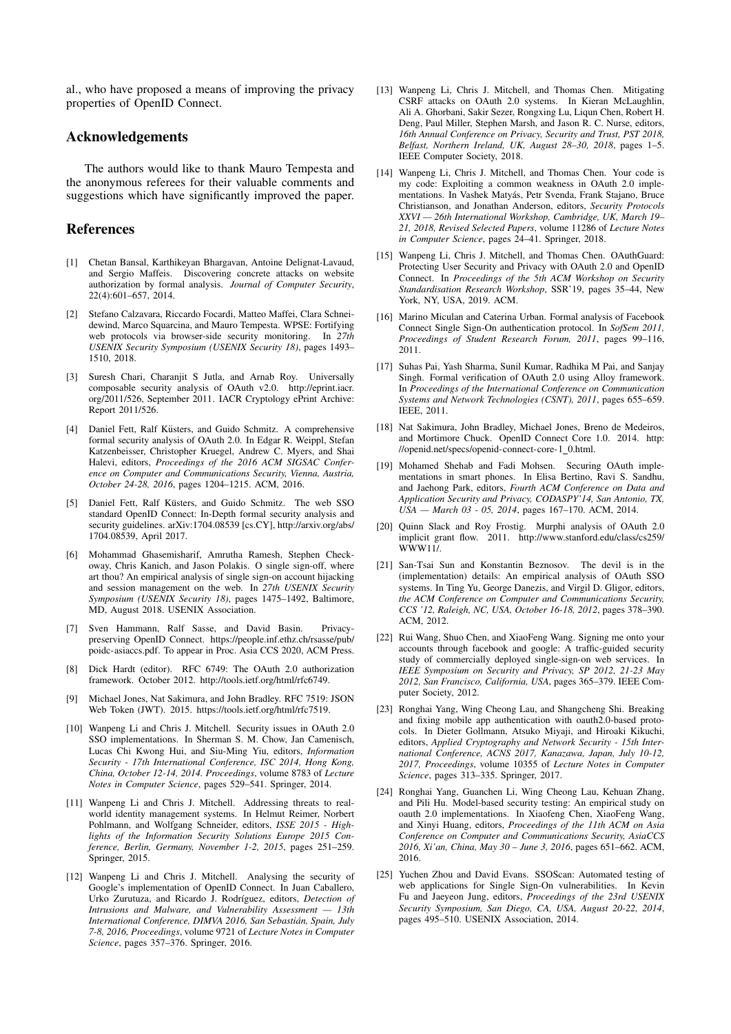al., who have proposed a means of improving the privacy properties of OpenID Connect.

## Acknowledgements

The authors would like to thank Mauro Tempesta and the anonymous referees for their valuable comments and suggestions which have significantly improved the paper.

## References

[1] Chetan Bansal, Karthikeyan Bhargavan, Antoine Delignat-Lavaud, and Sergio Maffeis. Discovering concrete attacks on website authorization by formal analysis. *Journal of Computer Security*, 22(4):601–657, 2014.

[2] Stefano Calzavara, Riccardo Focardi, Matteo Maffei, Clara Schneidewind, Marco Squarcina, and Mauro Tempesta. WPSE: Fortifying web protocols via browser-side security monitoring. In *27th USENIX Security Symposium (USENIX Security 18)*, pages 1493–1510, 2018.

[3] Suresh Chari, Charanjit S Jutla, and Arnab Roy. Universally composable security analysis of OAuth v2.0. http://eprint.iacr.org/2011/526, September 2011. IACR Cryptology ePrint Archive: Report 2011/526.

[4] Daniel Fett, Ralf Küsters, and Guido Schmitz. A comprehensive formal security analysis of OAuth 2.0. In Edgar R. Weippl, Stefan Katzenbeisser, Christopher Kruegel, Andrew C. Myers, and Shai Halevi, editors, *Proceedings of the 2016 ACM SIGSAC Conference on Computer and Communications Security, Vienna, Austria, October 24-28, 2016*, pages 1204–1215. ACM, 2016.

[5] Daniel Fett, Ralf Küsters, and Guido Schmitz. The web SSO standard OpenID Connect: In-Depth formal security analysis and security guidelines. arXiv:1704.08539 [cs.CY], http://arxiv.org/abs/1704.08539, April 2017.

[6] Mohammad Ghasemisharif, Amrutha Ramesh, Stephen Checkoway, Chris Kanich, and Jason Polakis. O single sign-off, where art thou? An empirical analysis of single sign-on account hijacking and session management on the web. In *27th USENIX Security Symposium (USENIX Security 18)*, pages 1475–1492, Baltimore, MD, August 2018. USENIX Association.

[7] Sven Hammann, Ralf Sasse, and David Basin. Privacy-preserving OpenID Connect. https://people.inf.ethz.ch/rsasse/pub/poidc-asiaccs.pdf. To appear in Proc. Asia CCS 2020, ACM Press.

[8] Dick Hardt (editor). RFC 6749: The OAuth 2.0 authorization framework. October 2012. http://tools.ietf.org/html/rfc6749.

[9] Michael Jones, Nat Sakimura, and John Bradley. RFC 7519: JSON Web Token (JWT). 2015. https://tools.ietf.org/html/rfc7519.

[10] Wanpeng Li and Chris J. Mitchell. Security issues in OAuth 2.0 SSO implementations. In Sherman S. M. Chow, Jan Camenisch, Lucas Chi Kwong Hui, and Siu-Ming Yiu, editors, *Information Security - 17th International Conference, ISC 2014, Hong Kong, China, October 12-14, 2014. Proceedings*, volume 8783 of *Lecture Notes in Computer Science*, pages 529–541. Springer, 2014.

[11] Wanpeng Li and Chris J. Mitchell. Addressing threats to real-world identity management systems. In Helmut Reimer, Norbert Pohlmann, and Wolfgang Schneider, editors, *ISSE 2015 - Highlights of the Information Security Solutions Europe 2015 Conference, Berlin, Germany, November 1-2, 2015*, pages 251–259. Springer, 2015.

[12] Wanpeng Li and Chris J. Mitchell. Analysing the security of Google's implementation of OpenID Connect. In Juan Caballero, Urko Zurutuza, and Ricardo J. Rodríguez, editors, *Detection of Intrusions and Malware, and Vulnerability Assessment — 13th International Conference, DIMVA 2016, San Sebastián, Spain, July 7-8, 2016, Proceedings*, volume 9721 of *Lecture Notes in Computer Science*, pages 357–376. Springer, 2016.

[13] Wanpeng Li, Chris J. Mitchell, and Thomas Chen. Mitigating CSRF attacks on OAuth 2.0 systems. In Kieran McLaughlin, Ali A. Ghorbani, Sakir Sezer, Rongxing Lu, Liqun Chen, Robert H. Deng, Paul Miller, Stephen Marsh, and Jason R. C. Nurse, editors, *16th Annual Conference on Privacy, Security and Trust, PST 2018, Belfast, Northern Ireland, UK, August 28–30, 2018*, pages 1–5. IEEE Computer Society, 2018.

[14] Wanpeng Li, Chris J. Mitchell, and Thomas Chen. Your code is my code: Exploiting a common weakness in OAuth 2.0 implementations. In Vashek Matyáš, Petr Svenda, Frank Stajano, Bruce Christianson, and Jonathan Anderson, editors, *Security Protocols XXVI — 26th International Workshop, Cambridge, UK, March 19–21, 2018, Revised Selected Papers*, volume 11286 of *Lecture Notes in Computer Science*, pages 24–41. Springer, 2018.

[15] Wanpeng Li, Chris J. Mitchell, and Thomas Chen. OAuthGuard: Protecting User Security and Privacy with OAuth 2.0 and OpenID Connect. In *Proceedings of the 5th ACM Workshop on Security Standardisation Research Workshop*, SSR'19, pages 35–44, New York, NY, USA, 2019. ACM.

[16] Marino Miculan and Caterina Urban. Formal analysis of Facebook Connect Single Sign-On authentication protocol. In *SofSem 2011, Proceedings of Student Research Forum, 2011*, pages 99–116, 2011.

[17] Suhas Pai, Yash Sharma, Sunil Kumar, Radhika M Pai, and Sanjay Singh. Formal verification of OAuth 2.0 using Alloy framework. In *Proceedings of the International Conference on Communication Systems and Network Technologies (CSNT), 2011*, pages 655–659. IEEE, 2011.

[18] Nat Sakimura, John Bradley, Michael Jones, Breno de Medeiros, and Mortimore Chuck. OpenID Connect Core 1.0. 2014. http://openid.net/specs/openid-connect-core-1_0.html.

[19] Mohamed Shehab and Fadi Mohsen. Securing OAuth implementations in smart phones. In Elisa Bertino, Ravi S. Sandhu, and Jaehong Park, editors, *Fourth ACM Conference on Data and Application Security and Privacy, CODASPY'14, San Antonio, TX, USA — March 03 - 05, 2014*, pages 167–170. ACM, 2014.

[20] Quinn Slack and Roy Frostig. Murphi analysis of OAuth 2.0 implicit grant flow. 2011. http://www.stanford.edu/class/cs259/WWW11/.

[21] San-Tsai Sun and Konstantin Beznosov. The devil is in the (implementation) details: An empirical analysis of OAuth SSO systems. In Ting Yu, George Danezis, and Virgil D. Gligor, editors, *the ACM Conference on Computer and Communications Security, CCS '12, Raleigh, NC, USA, October 16-18, 2012*, pages 378–390. ACM, 2012.

[22] Rui Wang, Shuo Chen, and XiaoFeng Wang. Signing me onto your accounts through facebook and google: A traffic-guided security study of commercially deployed single-sign-on web services. In *IEEE Symposium on Security and Privacy, SP 2012, 21-23 May 2012, San Francisco, California, USA*, pages 365–379. IEEE Computer Society, 2012.

[23] Ronghai Yang, Wing Cheong Lau, and Shangcheng Shi. Breaking and fixing mobile app authentication with oauth2.0-based protocols. In Dieter Gollmann, Atsuko Miyaji, and Hiroaki Kikuchi, editors, *Applied Cryptography and Network Security - 15th International Conference, ACNS 2017, Kanazawa, Japan, July 10-12, 2017, Proceedings*, volume 10355 of *Lecture Notes in Computer Science*, pages 313–335. Springer, 2017.

[24] Ronghai Yang, Guanchen Li, Wing Cheong Lau, Kehuan Zhang, and Pili Hu. Model-based security testing: An empirical study on oauth 2.0 implementations. In Xiaofeng Chen, XiaoFeng Wang, and Xinyi Huang, editors, *Proceedings of the 11th ACM on Asia Conference on Computer and Communications Security, AsiaCCS 2016, Xi'an, China, May 30 – June 3, 2016*, pages 651–662. ACM, 2016.

[25] Yuchen Zhou and David Evans. SSOScan: Automated testing of web applications for Single Sign-On vulnerabilities. In Kevin Fu and Jaeyeon Jung, editors, *Proceedings of the 23rd USENIX Security Symposium, San Diego, CA, USA, August 20-22, 2014*, pages 495–510. USENIX Association, 2014.